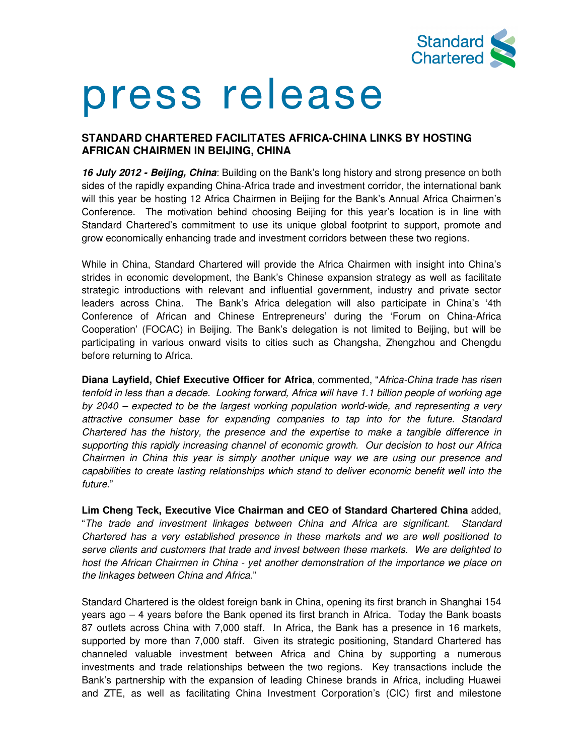# press release

## STANDARD CHARTERED FACILITATES AFRICA-CHINA LINKS BY HOSTING AFRICAN CHAIRMEN IN BEIJING, CHINA

***16 July 2012 - Beijing, China***: Building on the Bank's long history and strong presence on both sides of the rapidly expanding China-Africa trade and investment corridor, the international bank will this year be hosting 12 Africa Chairmen in Beijing for the Bank's Annual Africa Chairmen's Conference. The motivation behind choosing Beijing for this year's location is in line with Standard Chartered's commitment to use its unique global footprint to support, promote and grow economically enhancing trade and investment corridors between these two regions.

While in China, Standard Chartered will provide the Africa Chairmen with insight into China's strides in economic development, the Bank's Chinese expansion strategy as well as facilitate strategic introductions with relevant and influential government, industry and private sector leaders across China. The Bank's Africa delegation will also participate in China's '4th Conference of African and Chinese Entrepreneurs' during the 'Forum on China-Africa Cooperation' (FOCAC) in Beijing. The Bank's delegation is not limited to Beijing, but will be participating in various onward visits to cities such as Changsha, Zhengzhou and Chengdu before returning to Africa.

**Diana Layfield, Chief Executive Officer for Africa**, commented, "*Africa-China trade has risen tenfold in less than a decade. Looking forward, Africa will have 1.1 billion people of working age by 2040 – expected to be the largest working population world-wide, and representing a very attractive consumer base for expanding companies to tap into for the future. Standard Chartered has the history, the presence and the expertise to make a tangible difference in supporting this rapidly increasing channel of economic growth. Our decision to host our Africa Chairmen in China this year is simply another unique way we are using our presence and capabilities to create lasting relationships which stand to deliver economic benefit well into the future.*"

**Lim Cheng Teck, Executive Vice Chairman and CEO of Standard Chartered China** added, "*The trade and investment linkages between China and Africa are significant. Standard Chartered has a very established presence in these markets and we are well positioned to serve clients and customers that trade and invest between these markets. We are delighted to host the African Chairmen in China - yet another demonstration of the importance we place on the linkages between China and Africa.*"

Standard Chartered is the oldest foreign bank in China, opening its first branch in Shanghai 154 years ago – 4 years before the Bank opened its first branch in Africa. Today the Bank boasts 87 outlets across China with 7,000 staff. In Africa, the Bank has a presence in 16 markets, supported by more than 7,000 staff. Given its strategic positioning, Standard Chartered has channeled valuable investment between Africa and China by supporting a numerous investments and trade relationships between the two regions. Key transactions include the Bank's partnership with the expansion of leading Chinese brands in Africa, including Huawei and ZTE, as well as facilitating China Investment Corporation's (CIC) first and milestone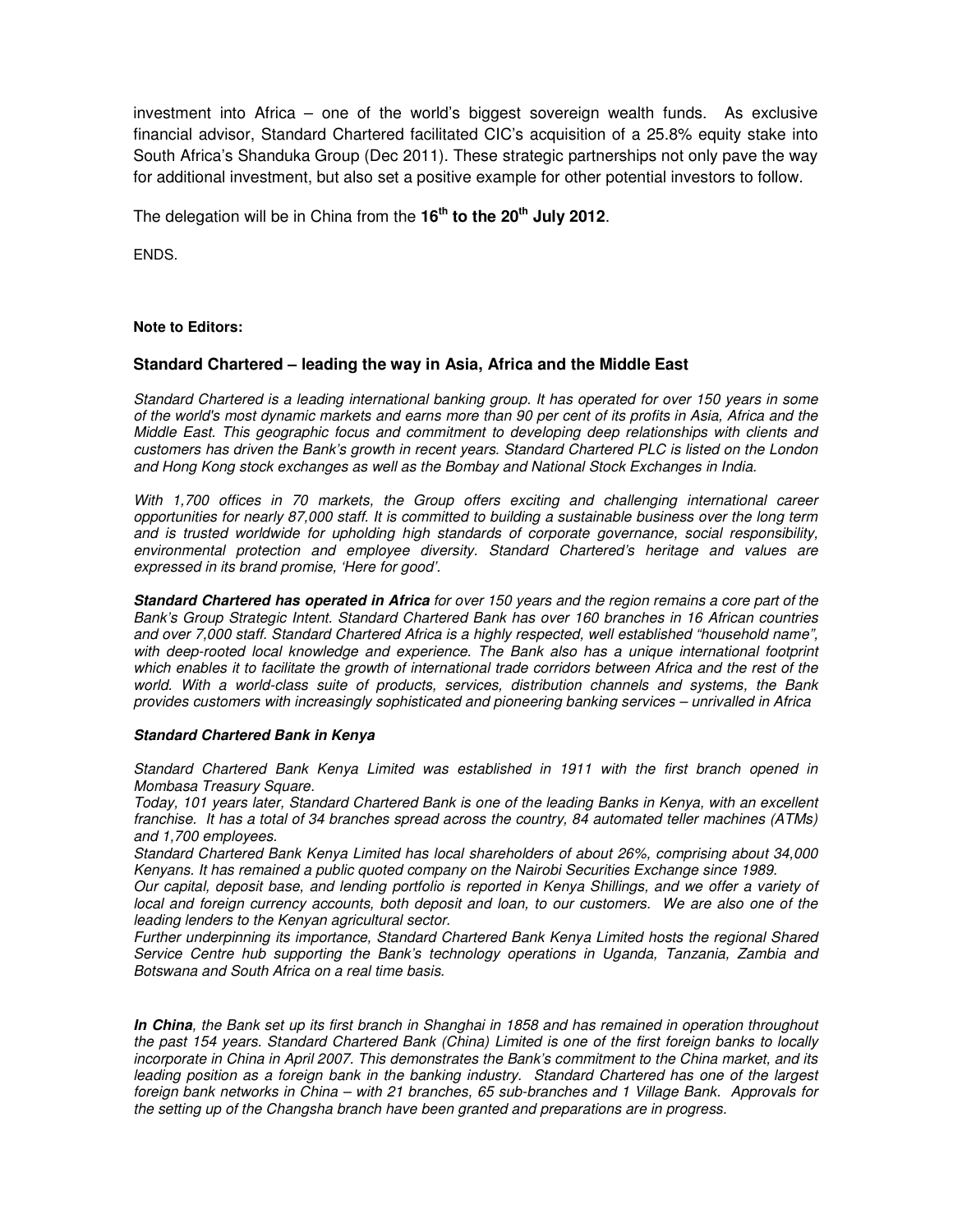investment into Africa – one of the world's biggest sovereign wealth funds. As exclusive financial advisor, Standard Chartered facilitated CIC's acquisition of a 25.8% equity stake into South Africa's Shanduka Group (Dec 2011). These strategic partnerships not only pave the way for additional investment, but also set a positive example for other potential investors to follow.

The delegation will be in China from the **16th to the 20th July 2012**.

ENDS.

**Note to Editors:**

### Standard Chartered – leading the way in Asia, Africa and the Middle East

*Standard Chartered is a leading international banking group. It has operated for over 150 years in some of the world's most dynamic markets and earns more than 90 per cent of its profits in Asia, Africa and the Middle East. This geographic focus and commitment to developing deep relationships with clients and customers has driven the Bank's growth in recent years. Standard Chartered PLC is listed on the London and Hong Kong stock exchanges as well as the Bombay and National Stock Exchanges in India.*

*With 1,700 offices in 70 markets, the Group offers exciting and challenging international career opportunities for nearly 87,000 staff. It is committed to building a sustainable business over the long term and is trusted worldwide for upholding high standards of corporate governance, social responsibility, environmental protection and employee diversity. Standard Chartered's heritage and values are expressed in its brand promise, 'Here for good'.*

***Standard Chartered has operated in Africa** for over 150 years and the region remains a core part of the Bank's Group Strategic Intent. Standard Chartered Bank has over 160 branches in 16 African countries and over 7,000 staff. Standard Chartered Africa is a highly respected, well established "household name", with deep-rooted local knowledge and experience. The Bank also has a unique international footprint which enables it to facilitate the growth of international trade corridors between Africa and the rest of the world. With a world-class suite of products, services, distribution channels and systems, the Bank provides customers with increasingly sophisticated and pioneering banking services – unrivalled in Africa*

***Standard Chartered Bank in Kenya***

*Standard Chartered Bank Kenya Limited was established in 1911 with the first branch opened in Mombasa Treasury Square.*

*Today, 101 years later, Standard Chartered Bank is one of the leading Banks in Kenya, with an excellent franchise. It has a total of 34 branches spread across the country, 84 automated teller machines (ATMs) and 1,700 employees.*

*Standard Chartered Bank Kenya Limited has local shareholders of about 26%, comprising about 34,000 Kenyans. It has remained a public quoted company on the Nairobi Securities Exchange since 1989.*

*Our capital, deposit base, and lending portfolio is reported in Kenya Shillings, and we offer a variety of local and foreign currency accounts, both deposit and loan, to our customers. We are also one of the leading lenders to the Kenyan agricultural sector.*

*Further underpinning its importance, Standard Chartered Bank Kenya Limited hosts the regional Shared Service Centre hub supporting the Bank's technology operations in Uganda, Tanzania, Zambia and Botswana and South Africa on a real time basis.*

***In China**, the Bank set up its first branch in Shanghai in 1858 and has remained in operation throughout the past 154 years. Standard Chartered Bank (China) Limited is one of the first foreign banks to locally incorporate in China in April 2007. This demonstrates the Bank's commitment to the China market, and its leading position as a foreign bank in the banking industry. Standard Chartered has one of the largest foreign bank networks in China – with 21 branches, 65 sub-branches and 1 Village Bank. Approvals for the setting up of the Changsha branch have been granted and preparations are in progress.*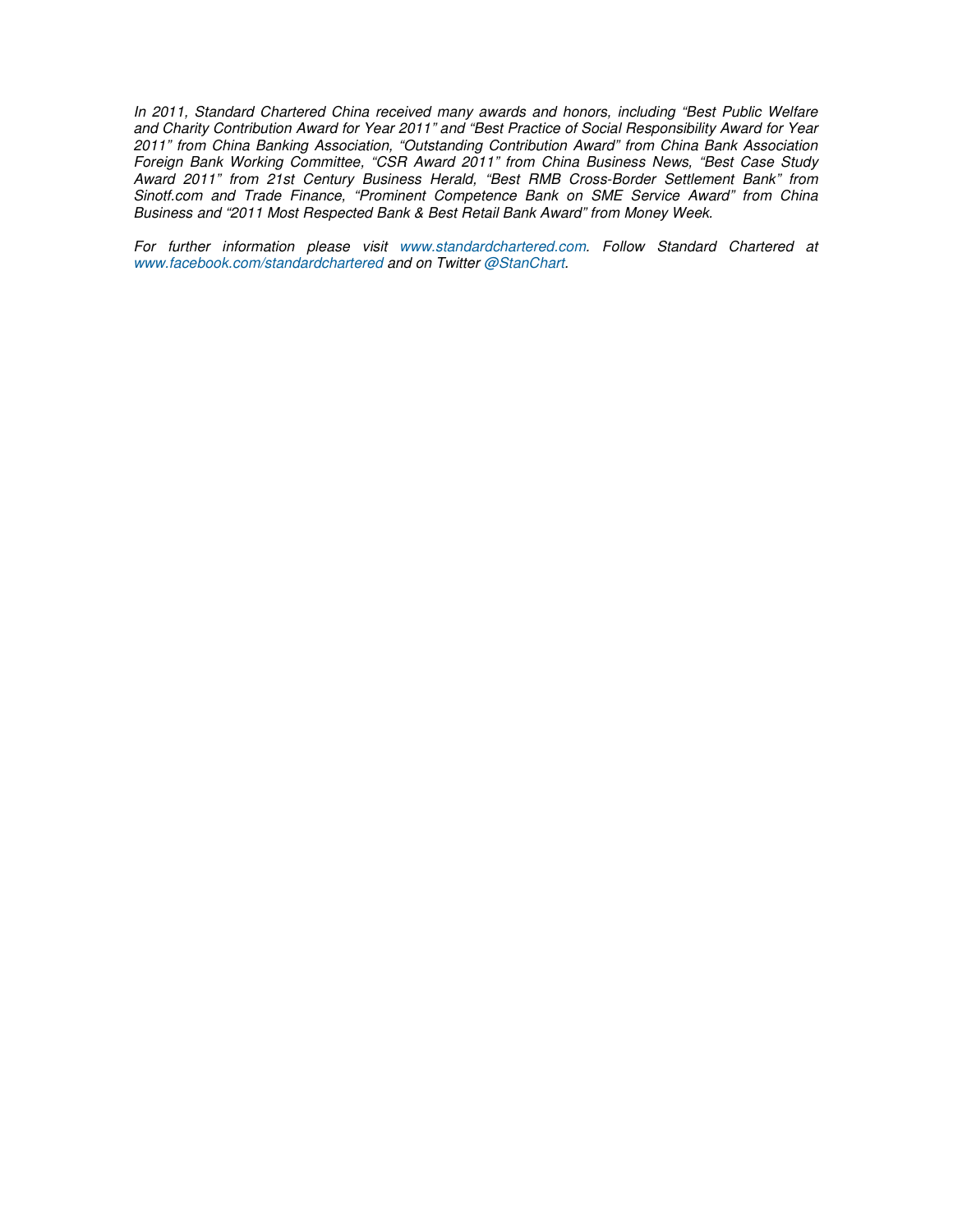*In 2011, Standard Chartered China received many awards and honors, including "Best Public Welfare and Charity Contribution Award for Year 2011" and "Best Practice of Social Responsibility Award for Year 2011" from China Banking Association, "Outstanding Contribution Award" from China Bank Association Foreign Bank Working Committee, "CSR Award 2011" from China Business News, "Best Case Study Award 2011" from 21st Century Business Herald, "Best RMB Cross-Border Settlement Bank" from Sinotf.com and Trade Finance, "Prominent Competence Bank on SME Service Award" from China Business and "2011 Most Respected Bank & Best Retail Bank Award" from Money Week.*

*For further information please visit www.standardchartered.com. Follow Standard Chartered at www.facebook.com/standardchartered and on Twitter @StanChart.*